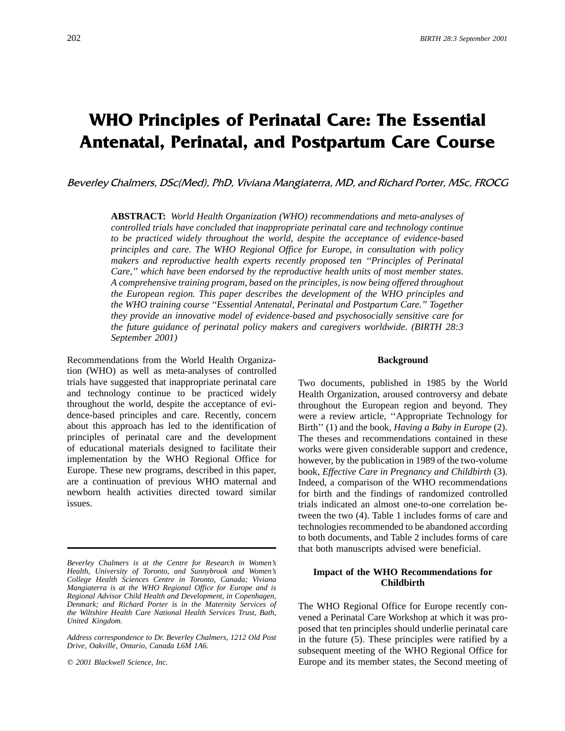# WHO Principles of Perinatal Care: The Essential Antenatal, Perinatal, and Postpartum Care Course

*Beverley Chalmers, DSc(Med), PhD, Viviana Mangiaterra, MD, and Richard Porter, MSc, FROCG*

**ABSTRACT:** *World Health Organization (WHO) recommendations and meta-analyses of controlled trials have concluded that inappropriate perinatal care and technology continue to be practiced widely throughout the world, despite the acceptance of evidence-based principles and care. The WHO Regional Office for Europe, in consultation with policy makers and reproductive health experts recently proposed ten "Principles of Perinatal Care," which have been endorsed by the reproductive health units of most member states. A comprehensive training program, based on the principles, is now being offered throughout the European region. This paper describes the development of the WHO principles and the WHO training course "Essential Antenatal, Perinatal and Postpartum Care." Together they provide an innovative model of evidence-based and psychosocially sensitive care for the future guidance of perinatal policy makers and caregivers worldwide. (BIRTH 28:3 September 2001)*

Recommendations from the World Health Organization (WHO) as well as meta-analyses of controlled trials have suggested that inappropriate perinatal care and technology continue to be practiced widely throughout the world, despite the acceptance of evidence-based principles and care. Recently, concern about this approach has led to the identification of principles of perinatal care and the development of educational materials designed to facilitate their implementation by the WHO Regional Office for Europe. These new programs, described in this paper, are a continuation of previous WHO maternal and newborn health activities directed toward similar issues.

*Beverley Chalmers is at the Centre for Research in Women's Health, University of Toronto, and Sunnybrook and Women's College Health Sciences Centre in Toronto, Canada; Viviana Mangiaterra is at the WHO Regional Office for Europe and is Regional Advisor Child Health and Development, in Copenhagen, Denmark; and Richard Porter is in the Maternity Services of the Wiltshire Health Care National Health Services Trust, Bath, United Kingdom.*

*Address correspondence to Dr. Beverley Chalmers, 1212 Old Post Drive, Oakville, Ontario, Canada L6M 1A6.*

*© 2001 Blackwell Science, Inc.*

## Background

Two documents, published in 1985 by the World Health Organization, aroused controversy and debate throughout the European region and beyond. They were a review article, ''Appropriate Technology for Birth'' (1) and the book, *Having a Baby in Europe* (2). The theses and recommendations contained in these works were given considerable support and credence, however, by the publication in 1989 of the two-volume book, *Effective Care in Pregnancy and Childbirth* (3). Indeed, a comparison of the WHO recommendations for birth and the findings of randomized controlled trials indicated an almost one-to-one correlation between the two (4). Table 1 includes forms of care and technologies recommended to be abandoned according to both documents, and Table 2 includes forms of care that both manuscripts advised were beneficial.

## Impact of the WHO Recommendations for Childbirth

The WHO Regional Office for Europe recently convened a Perinatal Care Workshop at which it was proposed that ten principles should underlie perinatal care in the future (5). These principles were ratified by a subsequent meeting of the WHO Regional Office for Europe and its member states, the Second meeting of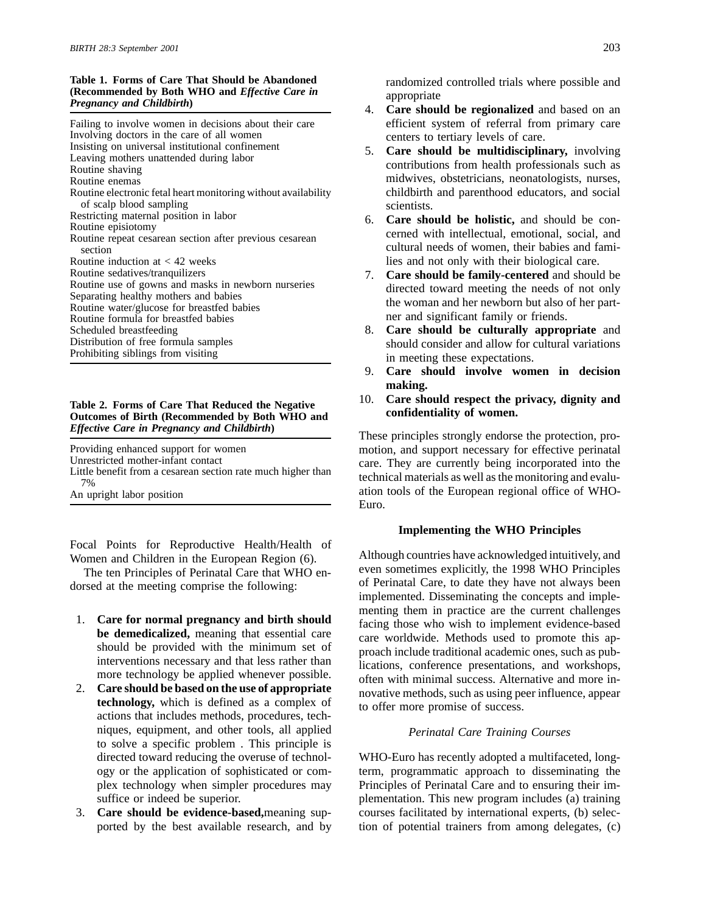**Table 1. Forms of Care That Should be Abandoned (Recommended by Both WHO and *Effective Care in Pregnancy and Childbirth*)**

| |
|---|
| Failing to involve women in decisions about their care |
| Involving doctors in the care of all women |
| Insisting on universal institutional confinement |
| Leaving mothers unattended during labor |
| Routine shaving |
| Routine enemas |
| Routine electronic fetal heart monitoring without availability of scalp blood sampling |
| Restricting maternal position in labor |
| Routine episiotomy |
| Routine repeat cesarean section after previous cesarean section |
| Routine induction at < 42 weeks |
| Routine sedatives/tranquilizers |
| Routine use of gowns and masks in newborn nurseries |
| Separating healthy mothers and babies |
| Routine water/glucose for breastfed babies |
| Routine formula for breastfed babies |
| Scheduled breastfeeding |
| Distribution of free formula samples |
| Prohibiting siblings from visiting |

**Table 2. Forms of Care That Reduced the Negative Outcomes of Birth (Recommended by Both WHO and *Effective Care in Pregnancy and Childbirth*)**

| |
|---|
| Providing enhanced support for women |
| Unrestricted mother-infant contact |
| Little benefit from a cesarean section rate much higher than 7% |
| An upright labor position |

Focal Points for Reproductive Health/Health of Women and Children in the European Region (6).

The ten Principles of Perinatal Care that WHO endorsed at the meeting comprise the following:

1. **Care for normal pregnancy and birth should be demedicalized,** meaning that essential care should be provided with the minimum set of interventions necessary and that less rather than more technology be applied whenever possible.
2. **Care should be based on the use of appropriate technology,** which is defined as a complex of actions that includes methods, procedures, techniques, equipment, and other tools, all applied to solve a specific problem . This principle is directed toward reducing the overuse of technology or the application of sophisticated or complex technology when simpler procedures may suffice or indeed be superior.
3. **Care should be evidence-based,** meaning supported by the best available research, and by randomized controlled trials where possible and appropriate
4. **Care should be regionalized** and based on an efficient system of referral from primary care centers to tertiary levels of care.
5. **Care should be multidisciplinary,** involving contributions from health professionals such as midwives, obstetricians, neonatologists, nurses, childbirth and parenthood educators, and social scientists.
6. **Care should be holistic,** and should be concerned with intellectual, emotional, social, and cultural needs of women, their babies and families and not only with their biological care.
7. **Care should be family-centered** and should be directed toward meeting the needs of not only the woman and her newborn but also of her partner and significant family or friends.
8. **Care should be culturally appropriate** and should consider and allow for cultural variations in meeting these expectations.
9. **Care should involve women in decision making.**
10. **Care should respect the privacy, dignity and confidentiality of women.**

These principles strongly endorse the protection, promotion, and support necessary for effective perinatal care. They are currently being incorporated into the technical materials as well as the monitoring and evaluation tools of the European regional office of WHO-Euro.

## Implementing the WHO Principles

Although countries have acknowledged intuitively, and even sometimes explicitly, the 1998 WHO Principles of Perinatal Care, to date they have not always been implemented. Disseminating the concepts and implementing them in practice are the current challenges facing those who wish to implement evidence-based care worldwide. Methods used to promote this approach include traditional academic ones, such as publications, conference presentations, and workshops, often with minimal success. Alternative and more innovative methods, such as using peer influence, appear to offer more promise of success.

### *Perinatal Care Training Courses*

WHO-Euro has recently adopted a multifaceted, long-term, programmatic approach to disseminating the Principles of Perinatal Care and to ensuring their implementation. This new program includes (a) training courses facilitated by international experts, (b) selection of potential trainers from among delegates, (c)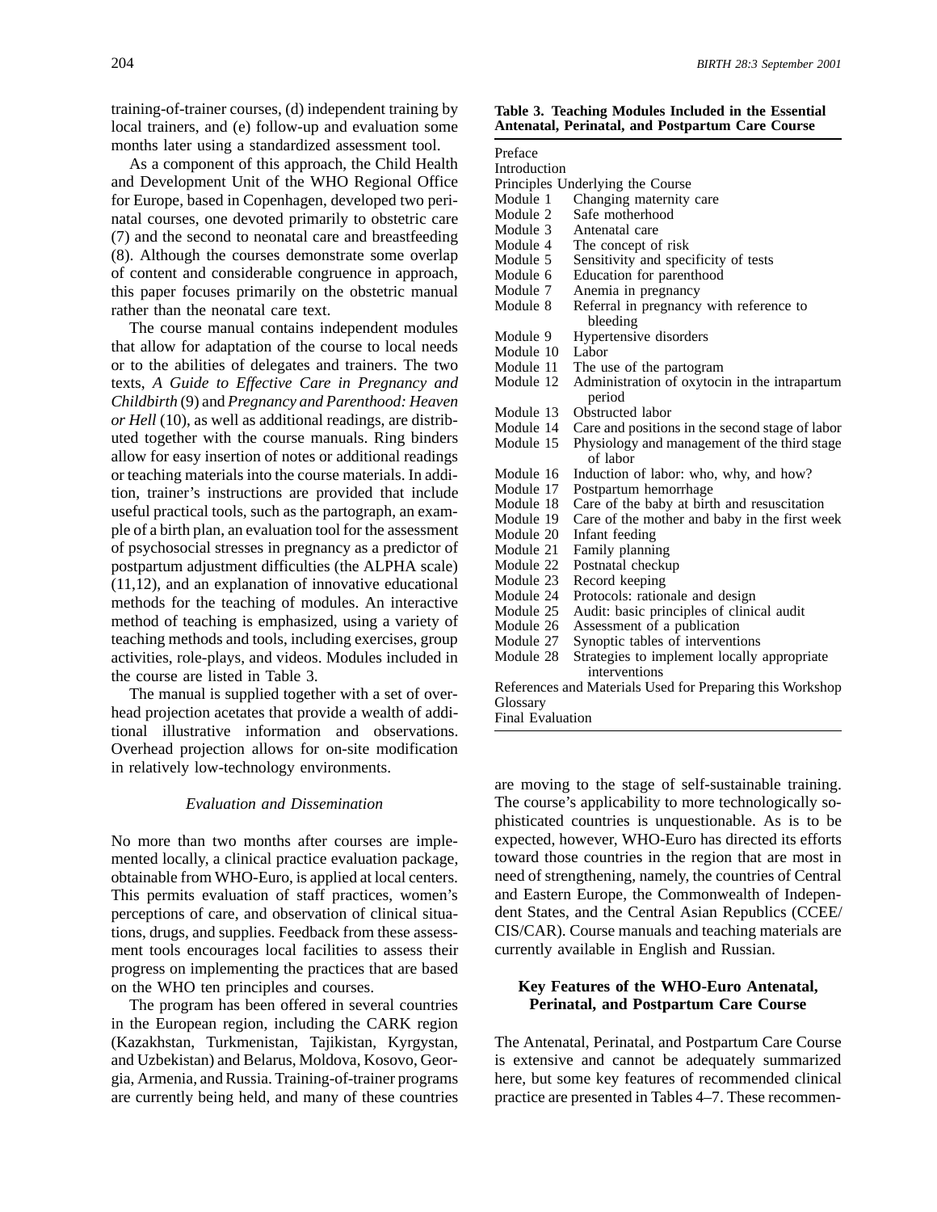training-of-trainer courses, (d) independent training by local trainers, and (e) follow-up and evaluation some months later using a standardized assessment tool.

As a component of this approach, the Child Health and Development Unit of the WHO Regional Office for Europe, based in Copenhagen, developed two perinatal courses, one devoted primarily to obstetric care (7) and the second to neonatal care and breastfeeding (8). Although the courses demonstrate some overlap of content and considerable congruence in approach, this paper focuses primarily on the obstetric manual rather than the neonatal care text.

The course manual contains independent modules that allow for adaptation of the course to local needs or to the abilities of delegates and trainers. The two texts, *A Guide to Effective Care in Pregnancy and Childbirth* (9) and *Pregnancy and Parenthood: Heaven or Hell* (10), as well as additional readings, are distributed together with the course manuals. Ring binders allow for easy insertion of notes or additional readings or teaching materials into the course materials. In addition, trainer's instructions are provided that include useful practical tools, such as the partograph, an example of a birth plan, an evaluation tool for the assessment of psychosocial stresses in pregnancy as a predictor of postpartum adjustment difficulties (the ALPHA scale) (11,12), and an explanation of innovative educational methods for the teaching of modules. An interactive method of teaching is emphasized, using a variety of teaching methods and tools, including exercises, group activities, role-plays, and videos. Modules included in the course are listed in Table 3.

The manual is supplied together with a set of overhead projection acetates that provide a wealth of additional illustrative information and observations. Overhead projection allows for on-site modification in relatively low-technology environments.

**Table 3. Teaching Modules Included in the Essential Antenatal, Perinatal, and Postpartum Care Course**

| | |
|---|---|
| Preface | |
| Introduction | |
| Principles Underlying the Course | |
| Module 1 | Changing maternity care |
| Module 2 | Safe motherhood |
| Module 3 | Antenatal care |
| Module 4 | The concept of risk |
| Module 5 | Sensitivity and specificity of tests |
| Module 6 | Education for parenthood |
| Module 7 | Anemia in pregnancy |
| Module 8 | Referral in pregnancy with reference to bleeding |
| Module 9 | Hypertensive disorders |
| Module 10 | Labor |
| Module 11 | The use of the partogram |
| Module 12 | Administration of oxytocin in the intrapartum period |
| Module 13 | Obstructed labor |
| Module 14 | Care and positions in the second stage of labor |
| Module 15 | Physiology and management of the third stage of labor |
| Module 16 | Induction of labor: who, why, and how? |
| Module 17 | Postpartum hemorrhage |
| Module 18 | Care of the baby at birth and resuscitation |
| Module 19 | Care of the mother and baby in the first week |
| Module 20 | Infant feeding |
| Module 21 | Family planning |
| Module 22 | Postnatal checkup |
| Module 23 | Record keeping |
| Module 24 | Protocols: rationale and design |
| Module 25 | Audit: basic principles of clinical audit |
| Module 26 | Assessment of a publication |
| Module 27 | Synoptic tables of interventions |
| Module 28 | Strategies to implement locally appropriate interventions |
| References and Materials Used for Preparing this Workshop | |
| Glossary | |
| Final Evaluation | |

### *Evaluation and Dissemination*

No more than two months after courses are implemented locally, a clinical practice evaluation package, obtainable from WHO-Euro, is applied at local centers. This permits evaluation of staff practices, women's perceptions of care, and observation of clinical situations, drugs, and supplies. Feedback from these assessment tools encourages local facilities to assess their progress on implementing the practices that are based on the WHO ten principles and courses.

The program has been offered in several countries in the European region, including the CARK region (Kazakhstan, Turkmenistan, Tajikistan, Kyrgystan, and Uzbekistan) and Belarus, Moldova, Kosovo, Georgia, Armenia, and Russia. Training-of-trainer programs are currently being held, and many of these countries are moving to the stage of self-sustainable training. The course's applicability to more technologically sophisticated countries is unquestionable. As is to be expected, however, WHO-Euro has directed its efforts toward those countries in the region that are most in need of strengthening, namely, the countries of Central and Eastern Europe, the Commonwealth of Independent States, and the Central Asian Republics (CCEE/CIS/CAR). Course manuals and teaching materials are currently available in English and Russian.

## Key Features of the WHO-Euro Antenatal, Perinatal, and Postpartum Care Course

The Antenatal, Perinatal, and Postpartum Care Course is extensive and cannot be adequately summarized here, but some key features of recommended clinical practice are presented in Tables 4–7. These recommen-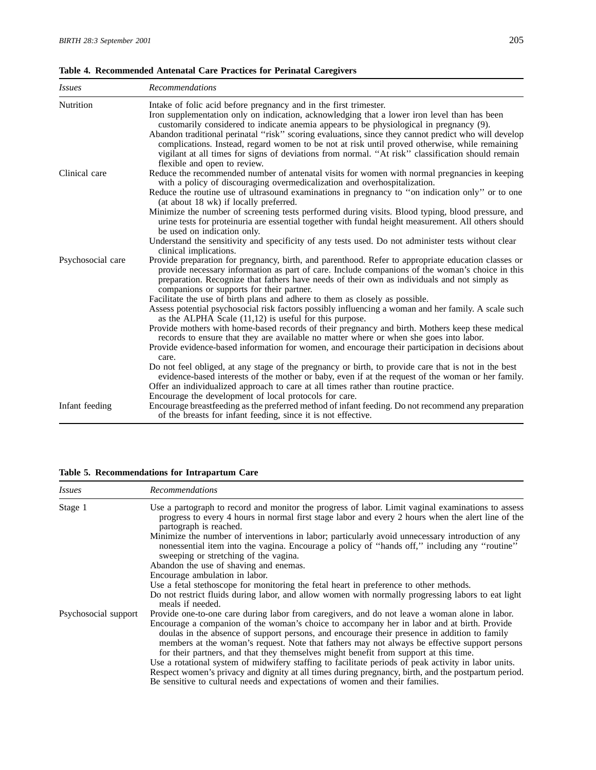**Table 4. Recommended Antenatal Care Practices for Perinatal Caregivers**

| *Issues* | *Recommendations* |
|---|---|
| Nutrition | Intake of folic acid before pregnancy and in the first trimester. Iron supplementation only on indication, acknowledging that a lower iron level than has been customarily considered to indicate anemia appears to be physiological in pregnancy (9). Abandon traditional perinatal ''risk'' scoring evaluations, since they cannot predict who will develop complications. Instead, regard women to be not at risk until proved otherwise, while remaining vigilant at all times for signs of deviations from normal. ''At risk'' classification should remain flexible and open to review. |
| Clinical care | Reduce the recommended number of antenatal visits for women with normal pregnancies in keeping with a policy of discouraging overmedicalization and overhospitalization. Reduce the routine use of ultrasound examinations in pregnancy to ''on indication only'' or to one (at about 18 wk) if locally preferred. Minimize the number of screening tests performed during visits. Blood typing, blood pressure, and urine tests for proteinuria are essential together with fundal height measurement. All others should be used on indication only. Understand the sensitivity and specificity of any tests used. Do not administer tests without clear clinical implications. |
| Psychosocial care | Provide preparation for pregnancy, birth, and parenthood. Refer to appropriate education classes or provide necessary information as part of care. Include companions of the woman's choice in this preparation. Recognize that fathers have needs of their own as individuals and not simply as companions or supports for their partner. Facilitate the use of birth plans and adhere to them as closely as possible. Assess potential psychosocial risk factors possibly influencing a woman and her family. A scale such as the ALPHA Scale (11,12) is useful for this purpose. Provide mothers with home-based records of their pregnancy and birth. Mothers keep these medical records to ensure that they are available no matter where or when she goes into labor. Provide evidence-based information for women, and encourage their participation in decisions about care. Do not feel obliged, at any stage of the pregnancy or birth, to provide care that is not in the best evidence-based interests of the mother or baby, even if at the request of the woman or her family. Offer an individualized approach to care at all times rather than routine practice. Encourage the development of local protocols for care. |
| Infant feeding | Encourage breastfeeding as the preferred method of infant feeding. Do not recommend any preparation of the breasts for infant feeding, since it is not effective. |

**Table 5. Recommendations for Intrapartum Care**

| *Issues* | *Recommendations* |
|---|---|
| Stage 1 | Use a partograph to record and monitor the progress of labor. Limit vaginal examinations to assess progress to every 4 hours in normal first stage labor and every 2 hours when the alert line of the partograph is reached. Minimize the number of interventions in labor; particularly avoid unnecessary introduction of any nonessential item into the vagina. Encourage a policy of ''hands off,'' including any ''routine'' sweeping or stretching of the vagina. Abandon the use of shaving and enemas. Encourage ambulation in labor. Use a fetal stethoscope for monitoring the fetal heart in preference to other methods. Do not restrict fluids during labor, and allow women with normally progressing labors to eat light meals if needed. |
| Psychosocial support | Provide one-to-one care during labor from caregivers, and do not leave a woman alone in labor. Encourage a companion of the woman's choice to accompany her in labor and at birth. Provide doulas in the absence of support persons, and encourage their presence in addition to family members at the woman's request. Note that fathers may not always be effective support persons for their partners, and that they themselves might benefit from support at this time. Use a rotational system of midwifery staffing to facilitate periods of peak activity in labor units. Respect women's privacy and dignity at all times during pregnancy, birth, and the postpartum period. Be sensitive to cultural needs and expectations of women and their families. |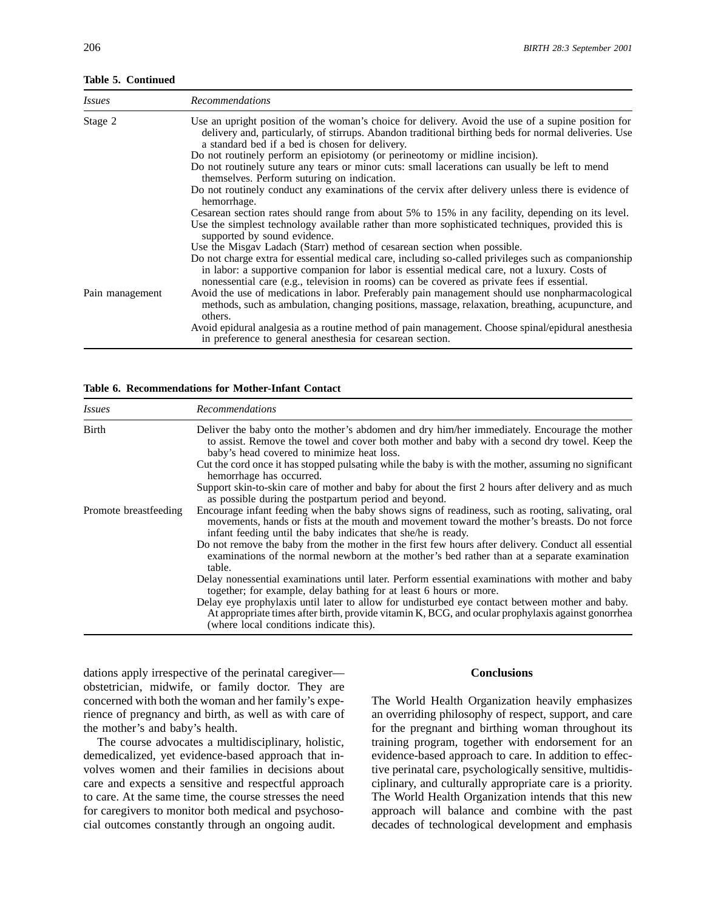**Table 5. Continued**

| *Issues* | *Recommendations* |
|---|---|
| Stage 2 | Use an upright position of the woman's choice for delivery. Avoid the use of a supine position for delivery and, particularly, of stirrups. Abandon traditional birthing beds for normal deliveries. Use a standard bed if a bed is chosen for delivery. |
| | Do not routinely perform an episiotomy (or perineotomy or midline incision). |
| | Do not routinely suture any tears or minor cuts: small lacerations can usually be left to mend themselves. Perform suturing on indication. |
| | Do not routinely conduct any examinations of the cervix after delivery unless there is evidence of hemorrhage. |
| | Cesarean section rates should range from about 5% to 15% in any facility, depending on its level. |
| | Use the simplest technology available rather than more sophisticated techniques, provided this is supported by sound evidence. |
| | Use the Misgav Ladach (Starr) method of cesarean section when possible. |
| | Do not charge extra for essential medical care, including so-called privileges such as companionship in labor: a supportive companion for labor is essential medical care, not a luxury. Costs of nonessential care (e.g., television in rooms) can be covered as private fees if essential. |
| Pain management | Avoid the use of medications in labor. Preferably pain management should use nonpharmacological methods, such as ambulation, changing positions, massage, relaxation, breathing, acupuncture, and others. |
| | Avoid epidural analgesia as a routine method of pain management. Choose spinal/epidural anesthesia in preference to general anesthesia for cesarean section. |

**Table 6. Recommendations for Mother-Infant Contact**

| *Issues* | *Recommendations* |
|---|---|
| Birth | Deliver the baby onto the mother's abdomen and dry him/her immediately. Encourage the mother to assist. Remove the towel and cover both mother and baby with a second dry towel. Keep the baby's head covered to minimize heat loss. |
| | Cut the cord once it has stopped pulsating while the baby is with the mother, assuming no significant hemorrhage has occurred. |
| | Support skin-to-skin care of mother and baby for about the first 2 hours after delivery and as much as possible during the postpartum period and beyond. |
| Promote breastfeeding | Encourage infant feeding when the baby shows signs of readiness, such as rooting, salivating, oral movements, hands or fists at the mouth and movement toward the mother's breasts. Do not force infant feeding until the baby indicates that she/he is ready. |
| | Do not remove the baby from the mother in the first few hours after delivery. Conduct all essential examinations of the normal newborn at the mother's bed rather than at a separate examination table. |
| | Delay nonessential examinations until later. Perform essential examinations with mother and baby together; for example, delay bathing for at least 6 hours or more. |
| | Delay eye prophylaxis until later to allow for undisturbed eye contact between mother and baby. At appropriate times after birth, provide vitamin K, BCG, and ocular prophylaxis against gonorrhea (where local conditions indicate this). |

dations apply irrespective of the perinatal caregiver—obstetrician, midwife, or family doctor. They are concerned with both the woman and her family's experience of pregnancy and birth, as well as with care of the mother's and baby's health.

The course advocates a multidisciplinary, holistic, demedicalized, yet evidence-based approach that involves women and their families in decisions about care and expects a sensitive and respectful approach to care. At the same time, the course stresses the need for caregivers to monitor both medical and psychosocial outcomes constantly through an ongoing audit.

## Conclusions

The World Health Organization heavily emphasizes an overriding philosophy of respect, support, and care for the pregnant and birthing woman throughout its training program, together with endorsement for an evidence-based approach to care. In addition to effective perinatal care, psychologically sensitive, multidisciplinary, and culturally appropriate care is a priority. The World Health Organization intends that this new approach will balance and combine with the past decades of technological development and emphasis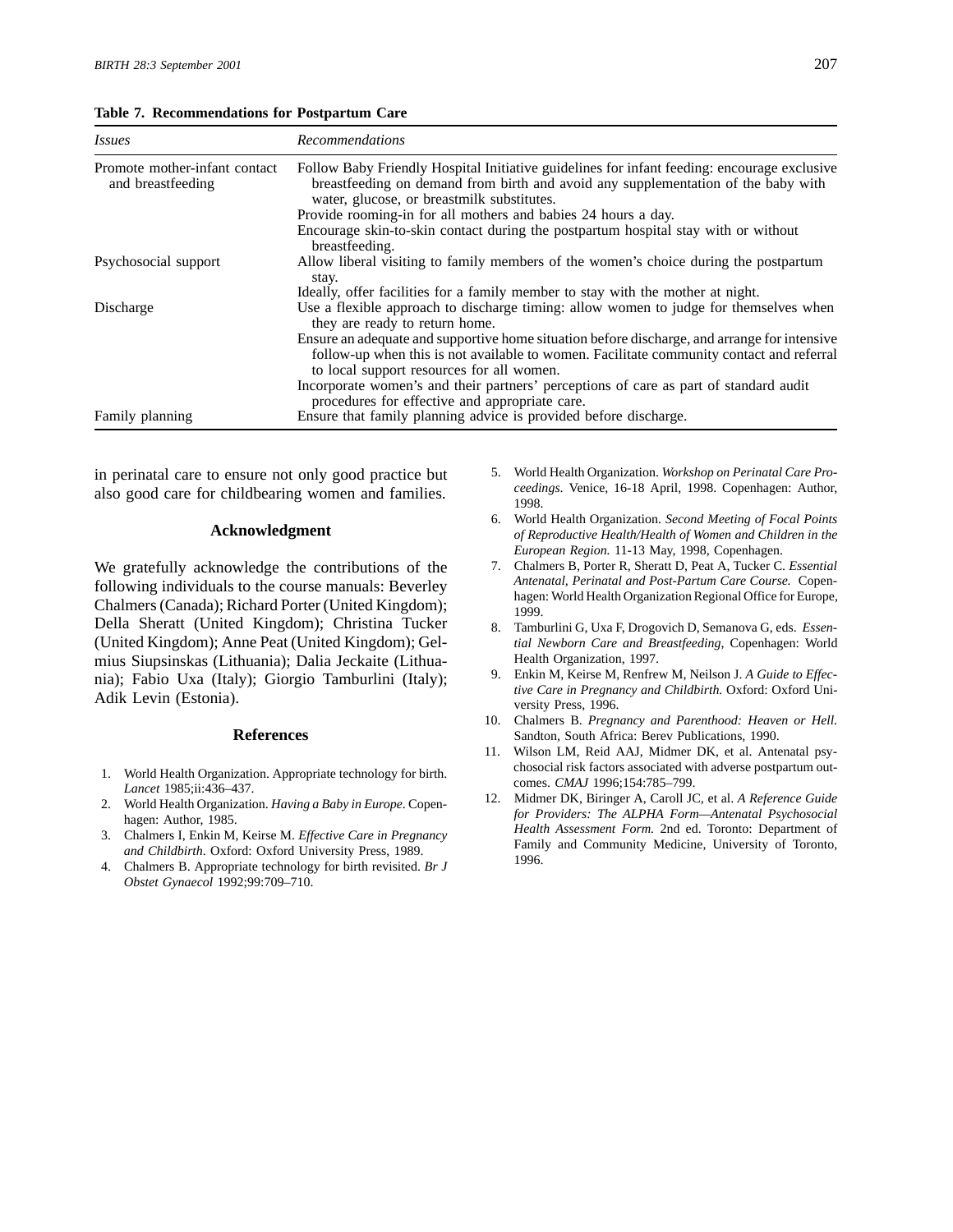**Table 7. Recommendations for Postpartum Care**

| *Issues* | *Recommendations* |
|---|---|
| Promote mother-infant contact and breastfeeding | Follow Baby Friendly Hospital Initiative guidelines for infant feeding: encourage exclusive breastfeeding on demand from birth and avoid any supplementation of the baby with water, glucose, or breastmilk substitutes. |
| | Provide rooming-in for all mothers and babies 24 hours a day. |
| | Encourage skin-to-skin contact during the postpartum hospital stay with or without breastfeeding. |
| Psychosocial support | Allow liberal visiting to family members of the women's choice during the postpartum stay. |
| | Ideally, offer facilities for a family member to stay with the mother at night. |
| Discharge | Use a flexible approach to discharge timing: allow women to judge for themselves when they are ready to return home. |
| | Ensure an adequate and supportive home situation before discharge, and arrange for intensive follow-up when this is not available to women. Facilitate community contact and referral to local support resources for all women. |
| | Incorporate women's and their partners' perceptions of care as part of standard audit procedures for effective and appropriate care. |
| Family planning | Ensure that family planning advice is provided before discharge. |

in perinatal care to ensure not only good practice but also good care for childbearing women and families.

## Acknowledgment

We gratefully acknowledge the contributions of the following individuals to the course manuals: Beverley Chalmers (Canada); Richard Porter (United Kingdom); Della Sheratt (United Kingdom); Christina Tucker (United Kingdom); Anne Peat (United Kingdom); Gelmius Siupsinskas (Lithuania); Dalia Jeckaite (Lithuania); Fabio Uxa (Italy); Giorgio Tamburlini (Italy); Adik Levin (Estonia).

## References

1. World Health Organization. Appropriate technology for birth. *Lancet* 1985;ii:436–437.
2. World Health Organization. *Having a Baby in Europe*. Copenhagen: Author, 1985.
3. Chalmers I, Enkin M, Keirse M. *Effective Care in Pregnancy and Childbirth*. Oxford: Oxford University Press, 1989.
4. Chalmers B. Appropriate technology for birth revisited. *Br J Obstet Gynaecol* 1992;99:709–710.
5. World Health Organization. *Workshop on Perinatal Care Proceedings.* Venice, 16-18 April, 1998. Copenhagen: Author, 1998.
6. World Health Organization. *Second Meeting of Focal Points of Reproductive Health/Health of Women and Children in the European Region.* 11-13 May, 1998, Copenhagen.
7. Chalmers B, Porter R, Sheratt D, Peat A, Tucker C. *Essential Antenatal, Perinatal and Post-Partum Care Course.* Copenhagen: World Health Organization Regional Office for Europe, 1999.
8. Tamburlini G, Uxa F, Drogovich D, Semanova G, eds. *Essential Newborn Care and Breastfeeding*, Copenhagen: World Health Organization, 1997.
9. Enkin M, Keirse M, Renfrew M, Neilson J. *A Guide to Effective Care in Pregnancy and Childbirth.* Oxford: Oxford University Press, 1996.
10. Chalmers B. *Pregnancy and Parenthood: Heaven or Hell.* Sandton, South Africa: Berev Publications, 1990.
11. Wilson LM, Reid AAJ, Midmer DK, et al. Antenatal psychosocial risk factors associated with adverse postpartum outcomes. *CMAJ* 1996;154:785–799.
12. Midmer DK, Biringer A, Caroll JC, et al. *A Reference Guide for Providers: The ALPHA Form—Antenatal Psychosocial Health Assessment Form.* 2nd ed. Toronto: Department of Family and Community Medicine, University of Toronto, 1996.